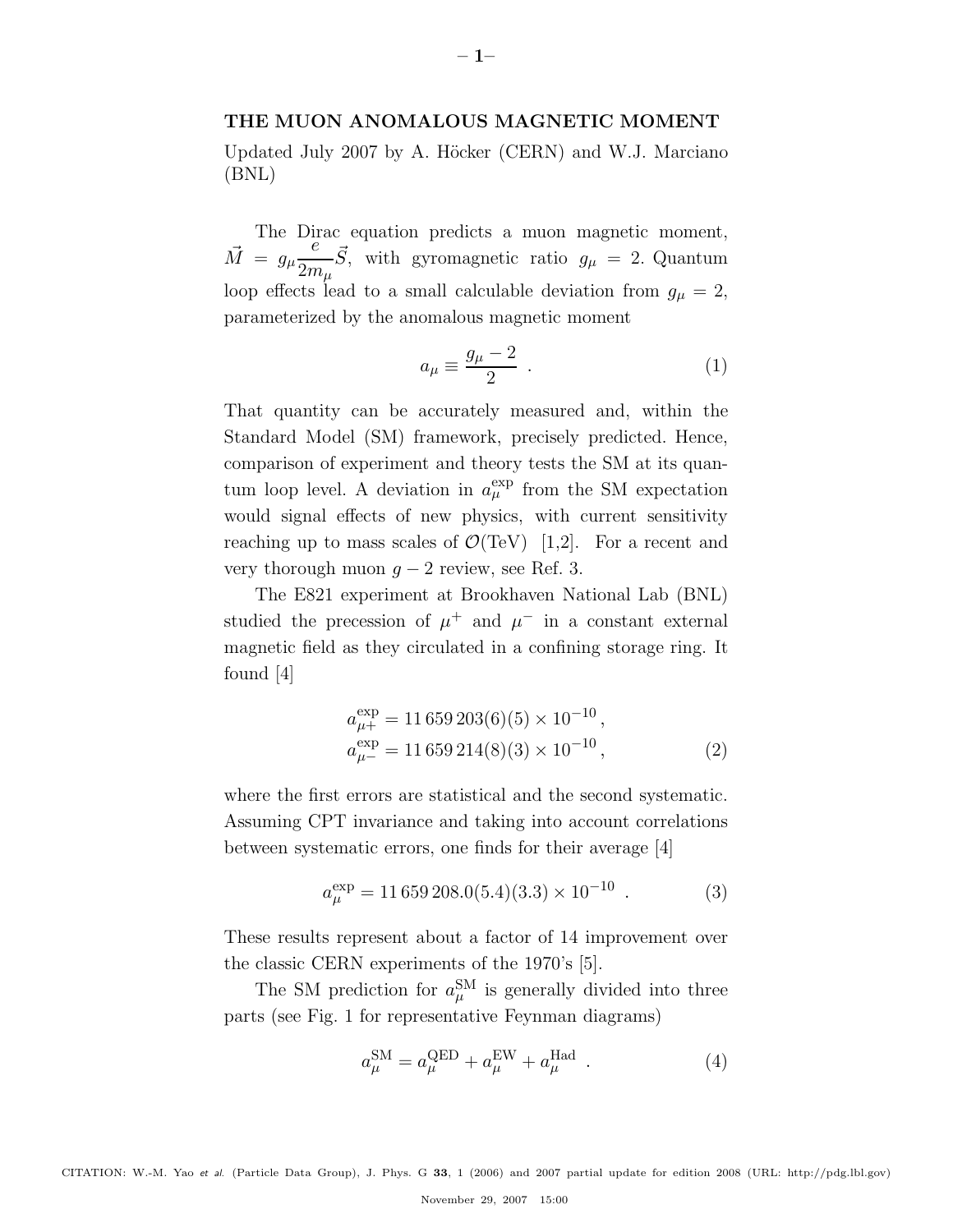# THE MUON ANOMALOUS MAGNETIC MOMENT

Updated July 2007 by A. Höcker (CERN) and W.J. Marciano (BNL)

The Dirac equation predicts a muon magnetic moment, $\vec{M} = g_\mu \frac{e}{2m_\mu}\vec{S}$, with gyromagnetic ratio $g_\mu = 2$. Quantum loop effects lead to a small calculable deviation from $g_\mu = 2$, parameterized by the anomalous magnetic moment

$$a_\mu \equiv \frac{g_\mu - 2}{2} \ . \tag{1}$$

That quantity can be accurately measured and, within the Standard Model (SM) framework, precisely predicted. Hence, comparison of experiment and theory tests the SM at its quantum loop level. A deviation in $a_\mu^{\rm exp}$ from the SM expectation would signal effects of new physics, with current sensitivity reaching up to mass scales of $\mathcal{O}$(TeV) [1,2]. For a recent and very thorough muon $g-2$ review, see Ref. 3.

The E821 experiment at Brookhaven National Lab (BNL) studied the precession of $\mu^+$ and $\mu^-$ in a constant external magnetic field as they circulated in a confining storage ring. It found [4]

$$\begin{aligned} a_{\mu^+}^{\rm exp} &= 11\,659\,203(6)(5) \times 10^{-10}\,, \\ a_{\mu^-}^{\rm exp} &= 11\,659\,214(8)(3) \times 10^{-10}\,, \end{aligned} \tag{2}$$

where the first errors are statistical and the second systematic. Assuming CPT invariance and taking into account correlations between systematic errors, one finds for their average [4]

$$a_\mu^{\rm exp} = 11\,659\,208.0(5.4)(3.3) \times 10^{-10} \ . \tag{3}$$

These results represent about a factor of 14 improvement over the classic CERN experiments of the 1970's [5].

The SM prediction for $a_\mu^{\rm SM}$ is generally divided into three parts (see Fig. 1 for representative Feynman diagrams)

$$a_\mu^{\rm SM} = a_\mu^{\rm QED} + a_\mu^{\rm EW} + a_\mu^{\rm Had} \ . \tag{4}$$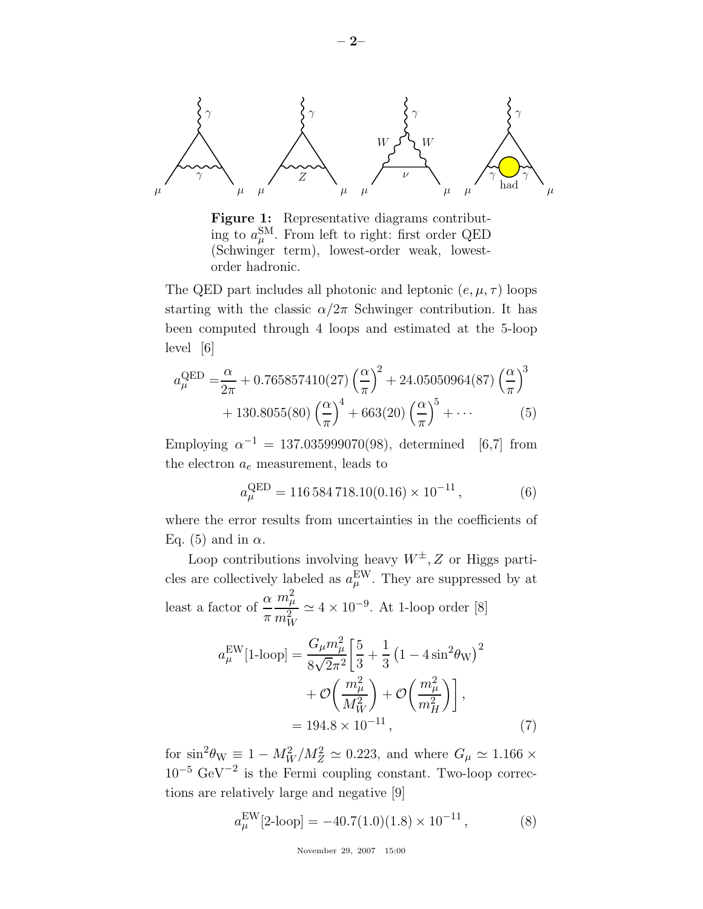**Figure 1:** Representative diagrams contributing to $a_\mu^{\rm SM}$. From left to right: first order QED (Schwinger term), lowest-order weak, lowest-order hadronic.

The QED part includes all photonic and leptonic $(e, \mu, \tau)$ loops starting with the classic $\alpha/2\pi$ Schwinger contribution. It has been computed through 4 loops and estimated at the 5-loop level [6]

$$a_\mu^{\rm QED} = \frac{\alpha}{2\pi} + 0.765857410(27)\left(\frac{\alpha}{\pi}\right)^2 + 24.05050964(87)\left(\frac{\alpha}{\pi}\right)^3 + 130.8055(80)\left(\frac{\alpha}{\pi}\right)^4 + 663(20)\left(\frac{\alpha}{\pi}\right)^5 + \cdots \tag{5}$$

Employing $\alpha^{-1} = 137.035999070(98)$, determined [6,7] from the electron $a_e$ measurement, leads to

$$a_\mu^{\rm QED} = 116\,584\,718.10(0.16) \times 10^{-11}\,, \tag{6}$$

where the error results from uncertainties in the coefficients of Eq. (5) and in $\alpha$.

Loop contributions involving heavy $W^\pm, Z$ or Higgs particles are collectively labeled as $a_\mu^{\rm EW}$. They are suppressed by at least a factor of $\dfrac{\alpha}{\pi}\dfrac{m_\mu^2}{m_W^2} \simeq 4 \times 10^{-9}$. At 1-loop order [8]

$$\begin{aligned} a_\mu^{\rm EW}[\text{1-loop}] &= \frac{G_\mu m_\mu^2}{8\sqrt{2}\pi^2}\left[\frac{5}{3} + \frac{1}{3}\left(1 - 4\sin^2\theta_{\rm W}\right)^2 + \mathcal{O}\left(\frac{m_\mu^2}{M_W^2}\right) + \mathcal{O}\left(\frac{m_\mu^2}{m_H^2}\right)\right], \\ &= 194.8 \times 10^{-11}\,, \end{aligned} \tag{7}$$

for $\sin^2\theta_{\rm W} \equiv 1 - M_W^2/M_Z^2 \simeq 0.223$, and where $G_\mu \simeq 1.166 \times 10^{-5}$ GeV$^{-2}$ is the Fermi coupling constant. Two-loop corrections are relatively large and negative [9]

$$a_\mu^{\rm EW}[\text{2-loop}] = -40.7(1.0)(1.8) \times 10^{-11}\,, \tag{8}$$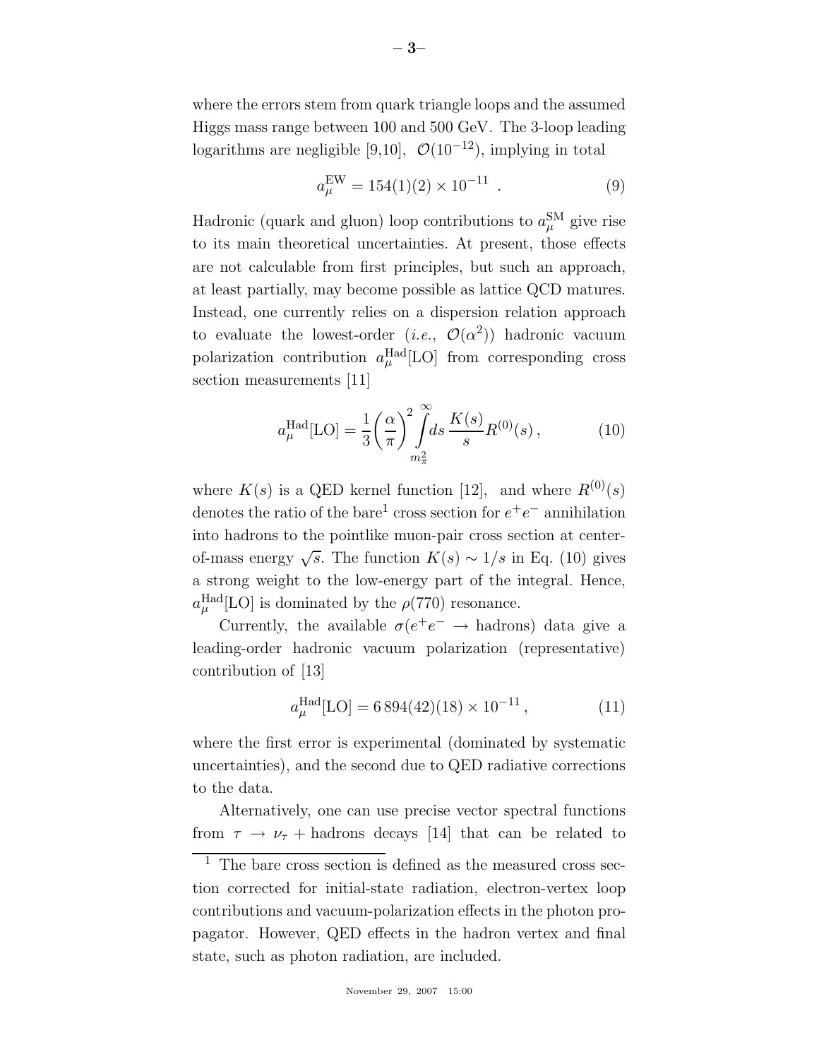where the errors stem from quark triangle loops and the assumed Higgs mass range between 100 and 500 GeV. The 3-loop leading logarithms are negligible [9,10], $\mathcal{O}(10^{-12})$, implying in total

$$a_\mu^{\rm EW} = 154(1)(2) \times 10^{-11} \ . \tag{9}$$

Hadronic (quark and gluon) loop contributions to $a_\mu^{\rm SM}$ give rise to its main theoretical uncertainties. At present, those effects are not calculable from first principles, but such an approach, at least partially, may become possible as lattice QCD matures. Instead, one currently relies on a dispersion relation approach to evaluate the lowest-order (*i.e.*, $\mathcal{O}(\alpha^2)$) hadronic vacuum polarization contribution $a_\mu^{\rm Had}[\rm LO]$ from corresponding cross section measurements [11]

$$a_\mu^{\rm Had}[{\rm LO}] = \frac{1}{3}\left(\frac{\alpha}{\pi}\right)^2 \int\limits_{m_\pi^2}^{\infty} ds \, \frac{K(s)}{s} R^{(0)}(s) \,, \tag{10}$$

where $K(s)$ is a QED kernel function [12], and where $R^{(0)}(s)$ denotes the ratio of the bare[1] cross section for $e^+e^-$ annihilation into hadrons to the pointlike muon-pair cross section at center-of-mass energy $\sqrt{s}$. The function $K(s) \sim 1/s$ in Eq. (10) gives a strong weight to the low-energy part of the integral. Hence, $a_\mu^{\rm Had}[\rm LO]$ is dominated by the $\rho(770)$ resonance.

Currently, the available $\sigma(e^+e^- \to \text{hadrons})$ data give a leading-order hadronic vacuum polarization (representative) contribution of [13]

$$a_\mu^{\rm Had}[{\rm LO}] = 6\,894(42)(18) \times 10^{-11} \,, \tag{11}$$

where the first error is experimental (dominated by systematic uncertainties), and the second due to QED radiative corrections to the data.

Alternatively, one can use precise vector spectral functions from $\tau \to \nu_\tau + \text{hadrons}$ decays [14] that can be related to

[1] The bare cross section is defined as the measured cross section corrected for initial-state radiation, electron-vertex loop contributions and vacuum-polarization effects in the photon propagator. However, QED effects in the hadron vertex and final state, such as photon radiation, are included.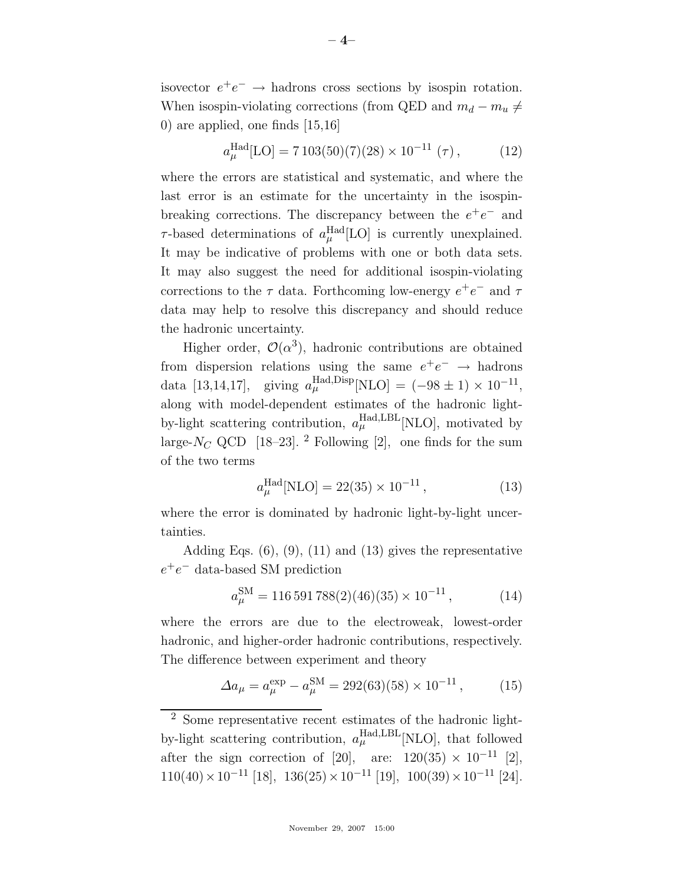isovector $e^+e^- \rightarrow$ hadrons cross sections by isospin rotation. When isospin-violating corrections (from QED and $m_d - m_u \neq 0$) are applied, one finds [15,16]

$$a_\mu^{\rm Had}[{\rm LO}] = 7\,103(50)(7)(28) \times 10^{-11}\ (\tau)\,, \tag{12}$$

where the errors are statistical and systematic, and where the last error is an estimate for the uncertainty in the isospin-breaking corrections. The discrepancy between the $e^+e^-$ and $\tau$-based determinations of $a_\mu^{\rm Had}[{\rm LO}]$ is currently unexplained. It may be indicative of problems with one or both data sets. It may also suggest the need for additional isospin-violating corrections to the $\tau$ data. Forthcoming low-energy $e^+e^-$ and $\tau$ data may help to resolve this discrepancy and should reduce the hadronic uncertainty.

Higher order, $\mathcal{O}(\alpha^3)$, hadronic contributions are obtained from dispersion relations using the same $e^+e^- \rightarrow$ hadrons data [13,14,17], giving $a_\mu^{\rm Had,Disp}[{\rm NLO}] = (-98 \pm 1) \times 10^{-11}$, along with model-dependent estimates of the hadronic light-by-light scattering contribution, $a_\mu^{\rm Had,LBL}[{\rm NLO}]$, motivated by large-$N_C$ QCD [18–23]. [2] Following [2], one finds for the sum of the two terms

$$a_\mu^{\rm Had}[{\rm NLO}] = 22(35) \times 10^{-11}\,, \tag{13}$$

where the error is dominated by hadronic light-by-light uncertainties.

Adding Eqs. (6), (9), (11) and (13) gives the representative $e^+e^-$ data-based SM prediction

$$a_\mu^{\rm SM} = 116\,591\,788(2)(46)(35) \times 10^{-11}\,, \tag{14}$$

where the errors are due to the electroweak, lowest-order hadronic, and higher-order hadronic contributions, respectively. The difference between experiment and theory

$$\Delta a_\mu = a_\mu^{\rm exp} - a_\mu^{\rm SM} = 292(63)(58) \times 10^{-11}\,, \tag{15}$$

---

[2] Some representative recent estimates of the hadronic light-by-light scattering contribution, $a_\mu^{\rm Had,LBL}[{\rm NLO}]$, that followed after the sign correction of [20], are: $120(35) \times 10^{-11}$ [2], $110(40) \times 10^{-11}$ [18], $136(25) \times 10^{-11}$ [19], $100(39) \times 10^{-11}$ [24].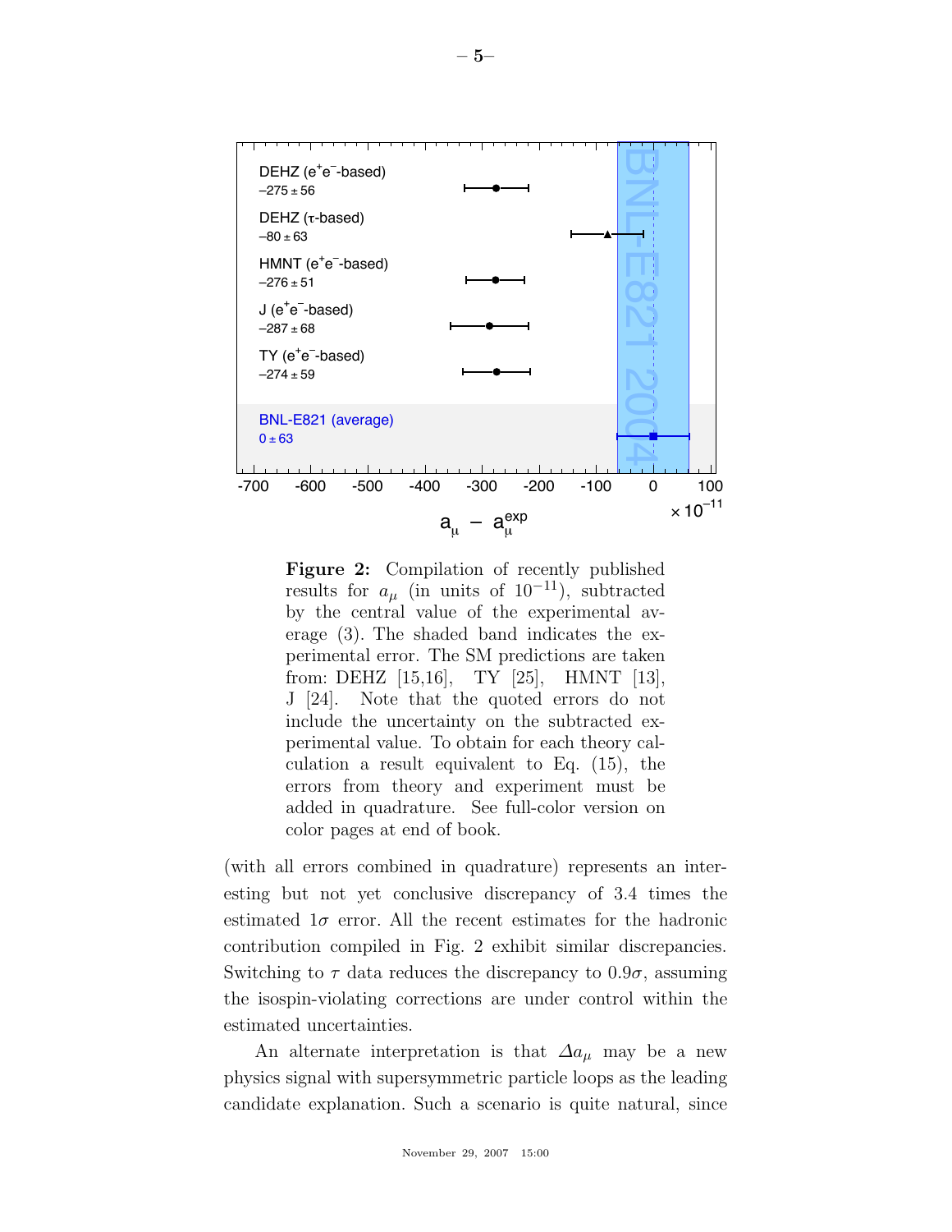**Figure 2:** Compilation of recently published results for $a_\mu$ (in units of $10^{-11}$), subtracted by the central value of the experimental average (3). The shaded band indicates the experimental error. The SM predictions are taken from: DEHZ [15,16], TY [25], HMNT [13], J [24]. Note that the quoted errors do not include the uncertainty on the subtracted experimental value. To obtain for each theory calculation a result equivalent to Eq. (15), the errors from theory and experiment must be added in quadrature. See full-color version on color pages at end of book.

(with all errors combined in quadrature) represents an interesting but not yet conclusive discrepancy of 3.4 times the estimated $1\sigma$ error. All the recent estimates for the hadronic contribution compiled in Fig. 2 exhibit similar discrepancies. Switching to $\tau$ data reduces the discrepancy to $0.9\sigma$, assuming the isospin-violating corrections are under control within the estimated uncertainties.

An alternate interpretation is that $\Delta a_\mu$ may be a new physics signal with supersymmetric particle loops as the leading candidate explanation. Such a scenario is quite natural, since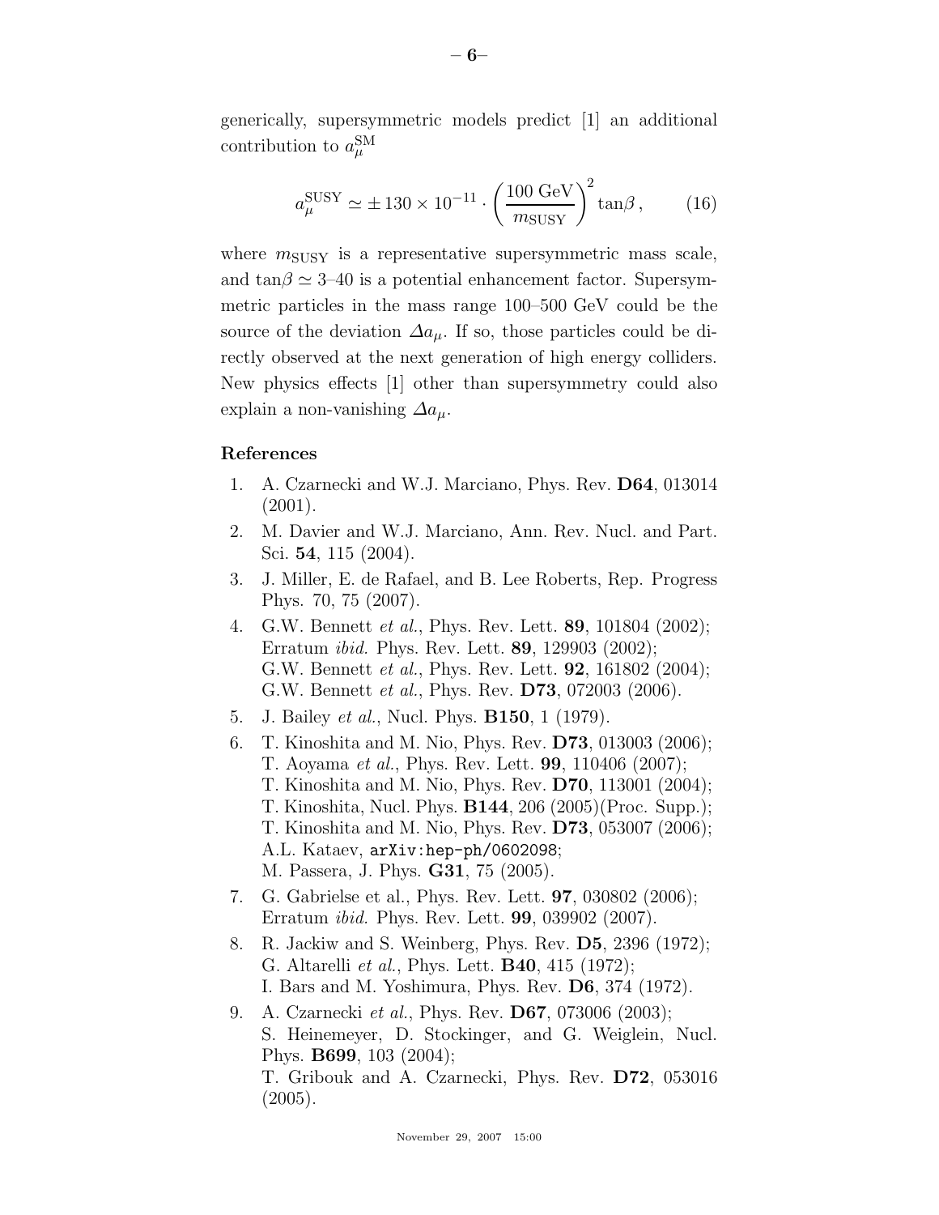generically, supersymmetric models predict [1] an additional contribution to $a_\mu^{\rm SM}$

$$a_\mu^{\rm SUSY} \simeq \pm\, 130 \times 10^{-11} \cdot \left(\frac{100 \text{ GeV}}{m_{\rm SUSY}}\right)^2 \tan\beta \,, \qquad (16)$$

where $m_{\rm SUSY}$ is a representative supersymmetric mass scale, and $\tan\beta \simeq 3$–$40$ is a potential enhancement factor. Supersymmetric particles in the mass range 100–500 GeV could be the source of the deviation $\Delta a_\mu$. If so, those particles could be directly observed at the next generation of high energy colliders. New physics effects [1] other than supersymmetry could also explain a non-vanishing $\Delta a_\mu$.

## References

1. A. Czarnecki and W.J. Marciano, Phys. Rev. **D64**, 013014 (2001).
2. M. Davier and W.J. Marciano, Ann. Rev. Nucl. and Part. Sci. **54**, 115 (2004).
3. J. Miller, E. de Rafael, and B. Lee Roberts, Rep. Progress Phys. 70, 75 (2007).
4. G.W. Bennett *et al.*, Phys. Rev. Lett. **89**, 101804 (2002); Erratum *ibid.* Phys. Rev. Lett. **89**, 129903 (2002); G.W. Bennett *et al.*, Phys. Rev. Lett. **92**, 161802 (2004); G.W. Bennett *et al.*, Phys. Rev. **D73**, 072003 (2006).
5. J. Bailey *et al.*, Nucl. Phys. **B150**, 1 (1979).
6. T. Kinoshita and M. Nio, Phys. Rev. **D73**, 013003 (2006); T. Aoyama *et al.*, Phys. Rev. Lett. **99**, 110406 (2007); T. Kinoshita and M. Nio, Phys. Rev. **D70**, 113001 (2004); T. Kinoshita, Nucl. Phys. **B144**, 206 (2005)(Proc. Supp.); T. Kinoshita and M. Nio, Phys. Rev. **D73**, 053007 (2006); A.L. Kataev, `arXiv:hep-ph/0602098`; M. Passera, J. Phys. **G31**, 75 (2005).
7. G. Gabrielse et al., Phys. Rev. Lett. **97**, 030802 (2006); Erratum *ibid.* Phys. Rev. Lett. **99**, 039902 (2007).
8. R. Jackiw and S. Weinberg, Phys. Rev. **D5**, 2396 (1972); G. Altarelli *et al.*, Phys. Lett. **B40**, 415 (1972); I. Bars and M. Yoshimura, Phys. Rev. **D6**, 374 (1972).
9. A. Czarnecki *et al.*, Phys. Rev. **D67**, 073006 (2003); S. Heinemeyer, D. Stockinger, and G. Weiglein, Nucl. Phys. **B699**, 103 (2004); T. Gribouk and A. Czarnecki, Phys. Rev. **D72**, 053016 (2005).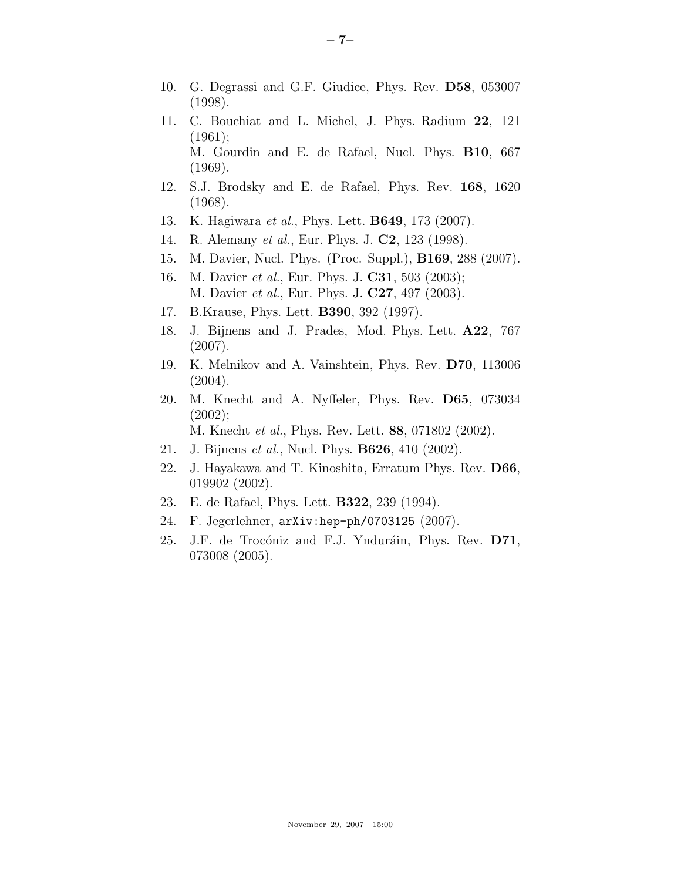10. G. Degrassi and G.F. Giudice, Phys. Rev. **D58**, 053007 (1998).
11. C. Bouchiat and L. Michel, J. Phys. Radium **22**, 121 (1961);
    M. Gourdin and E. de Rafael, Nucl. Phys. **B10**, 667 (1969).
12. S.J. Brodsky and E. de Rafael, Phys. Rev. **168**, 1620 (1968).
13. K. Hagiwara *et al.*, Phys. Lett. **B649**, 173 (2007).
14. R. Alemany *et al.*, Eur. Phys. J. **C2**, 123 (1998).
15. M. Davier, Nucl. Phys. (Proc. Suppl.), **B169**, 288 (2007).
16. M. Davier *et al.*, Eur. Phys. J. **C31**, 503 (2003);
    M. Davier *et al.*, Eur. Phys. J. **C27**, 497 (2003).
17. B.Krause, Phys. Lett. **B390**, 392 (1997).
18. J. Bijnens and J. Prades, Mod. Phys. Lett. **A22**, 767 (2007).
19. K. Melnikov and A. Vainshtein, Phys. Rev. **D70**, 113006 (2004).
20. M. Knecht and A. Nyffeler, Phys. Rev. **D65**, 073034 (2002);
    M. Knecht *et al.*, Phys. Rev. Lett. **88**, 071802 (2002).
21. J. Bijnens *et al.*, Nucl. Phys. **B626**, 410 (2002).
22. J. Hayakawa and T. Kinoshita, Erratum Phys. Rev. **D66**, 019902 (2002).
23. E. de Rafael, Phys. Lett. **B322**, 239 (1994).
24. F. Jegerlehner, `arXiv:hep-ph/0703125` (2007).
25. J.F. de Trocóniz and F.J. Ynduráin, Phys. Rev. **D71**, 073008 (2005).